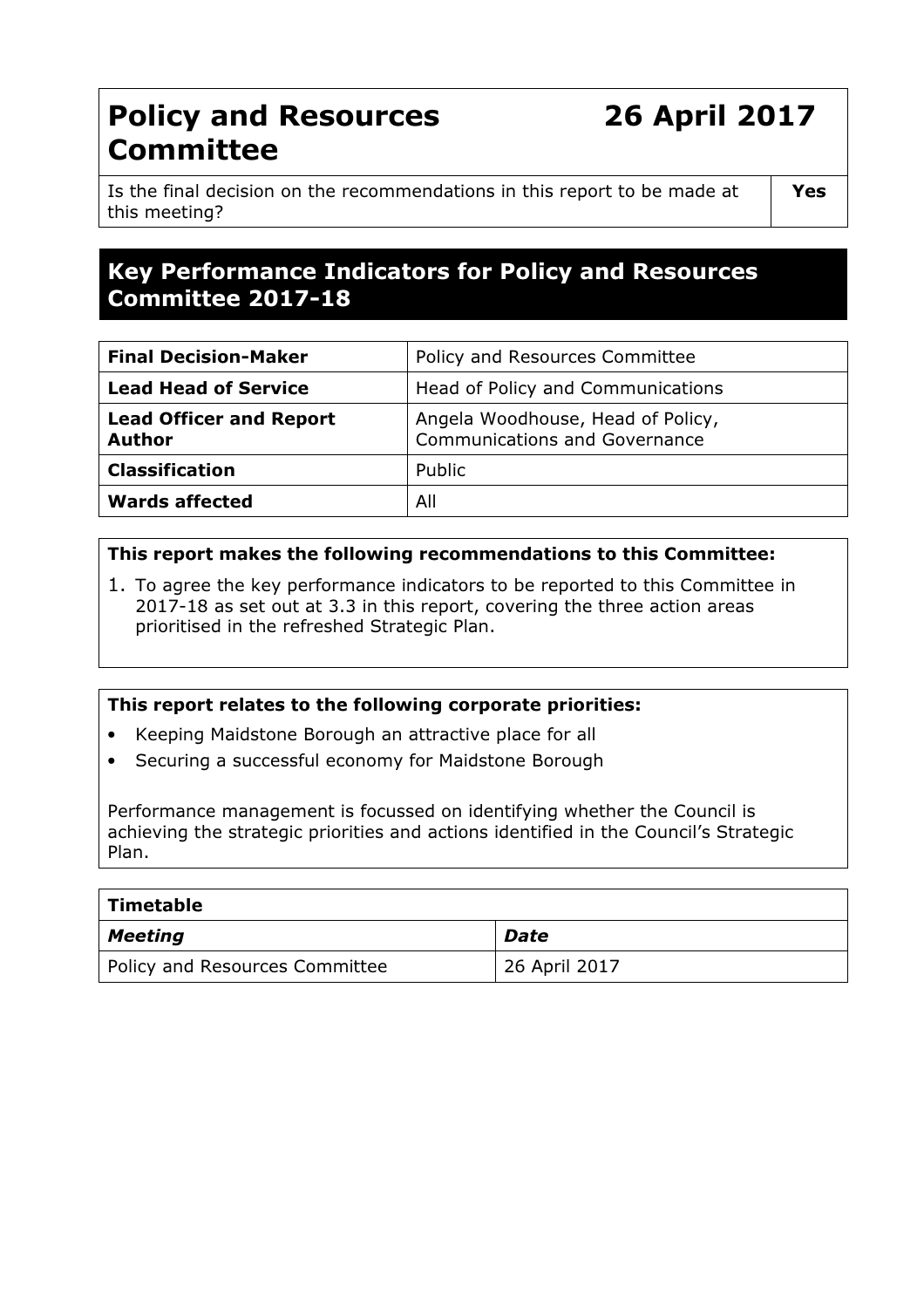# Policy and Resources Committee

**26 April 2017**

| Is the final decision on the recommendations in this report to be made at this meeting? | **Yes** |
| --- | --- |

## Key Performance Indicators for Policy and Resources Committee 2017-18

| **Final Decision-Maker** | Policy and Resources Committee |
| --- | --- |
| **Lead Head of Service** | Head of Policy and Communications |
| **Lead Officer and Report Author** | Angela Woodhouse, Head of Policy, Communications and Governance |
| **Classification** | Public |
| **Wards affected** | All |

**This report makes the following recommendations to this Committee:**

1. To agree the key performance indicators to be reported to this Committee in 2017-18 as set out at 3.3 in this report, covering the three action areas prioritised in the refreshed Strategic Plan.

**This report relates to the following corporate priorities:**

- Keeping Maidstone Borough an attractive place for all
- Securing a successful economy for Maidstone Borough

Performance management is focussed on identifying whether the Council is achieving the strategic priorities and actions identified in the Council's Strategic Plan.

| **Timetable** | |
| --- | --- |
| ***Meeting*** | ***Date*** |
| Policy and Resources Committee | 26 April 2017 |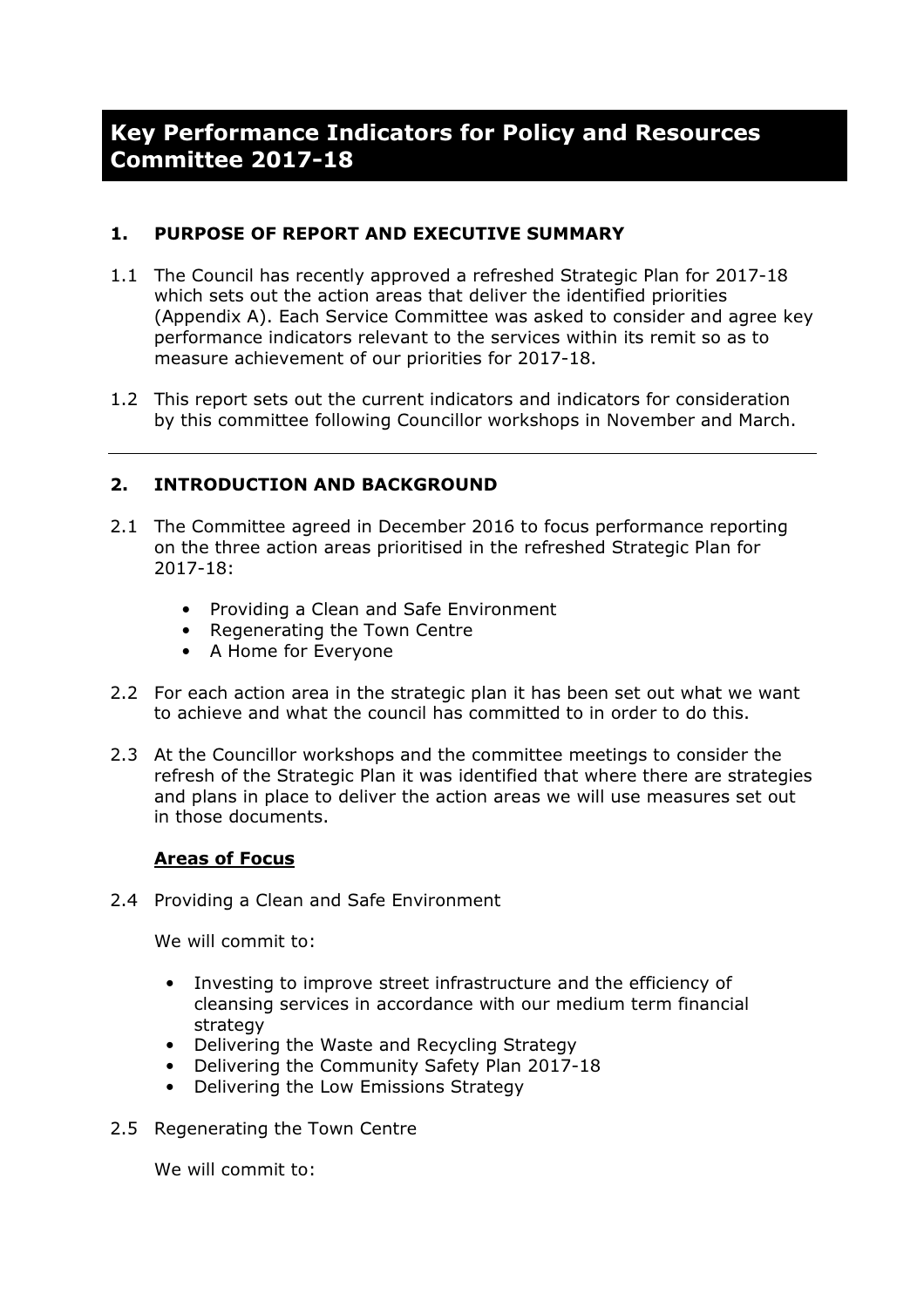# Key Performance Indicators for Policy and Resources Committee 2017-18

## 1. PURPOSE OF REPORT AND EXECUTIVE SUMMARY

1.1 The Council has recently approved a refreshed Strategic Plan for 2017-18 which sets out the action areas that deliver the identified priorities (Appendix A). Each Service Committee was asked to consider and agree key performance indicators relevant to the services within its remit so as to measure achievement of our priorities for 2017-18.

1.2 This report sets out the current indicators and indicators for consideration by this committee following Councillor workshops in November and March.

---

## 2. INTRODUCTION AND BACKGROUND

2.1 The Committee agreed in December 2016 to focus performance reporting on the three action areas prioritised in the refreshed Strategic Plan for 2017-18:

- Providing a Clean and Safe Environment
- Regenerating the Town Centre
- A Home for Everyone

2.2 For each action area in the strategic plan it has been set out what we want to achieve and what the council has committed to in order to do this.

2.3 At the Councillor workshops and the committee meetings to consider the refresh of the Strategic Plan it was identified that where there are strategies and plans in place to deliver the action areas we will use measures set out in those documents.

**Areas of Focus**

2.4 Providing a Clean and Safe Environment

We will commit to:

- Investing to improve street infrastructure and the efficiency of cleansing services in accordance with our medium term financial strategy
- Delivering the Waste and Recycling Strategy
- Delivering the Community Safety Plan 2017-18
- Delivering the Low Emissions Strategy

2.5 Regenerating the Town Centre

We will commit to: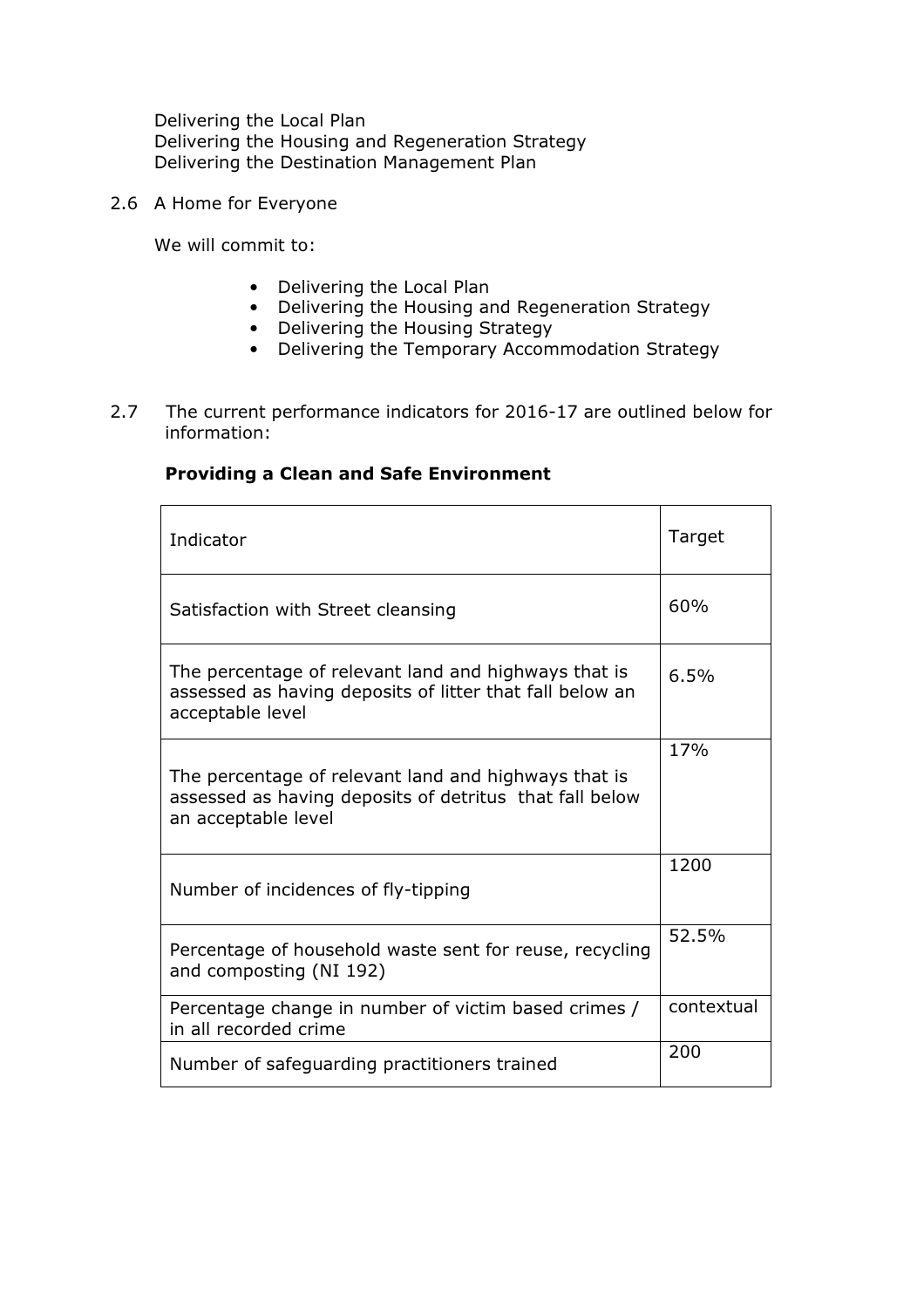Delivering the Local Plan
Delivering the Housing and Regeneration Strategy
Delivering the Destination Management Plan

2.6 A Home for Everyone

We will commit to:

- Delivering the Local Plan
- Delivering the Housing and Regeneration Strategy
- Delivering the Housing Strategy
- Delivering the Temporary Accommodation Strategy

2.7 The current performance indicators for 2016-17 are outlined below for information:

**Providing a Clean and Safe Environment**

| Indicator | Target |
|---|---|
| Satisfaction with Street cleansing | 60% |
| The percentage of relevant land and highways that is assessed as having deposits of litter that fall below an acceptable level | 6.5% |
| The percentage of relevant land and highways that is assessed as having deposits of detritus that fall below an acceptable level | 17% |
| Number of incidences of fly-tipping | 1200 |
| Percentage of household waste sent for reuse, recycling and composting (NI 192) | 52.5% |
| Percentage change in number of victim based crimes / in all recorded crime | contextual |
| Number of safeguarding practitioners trained | 200 |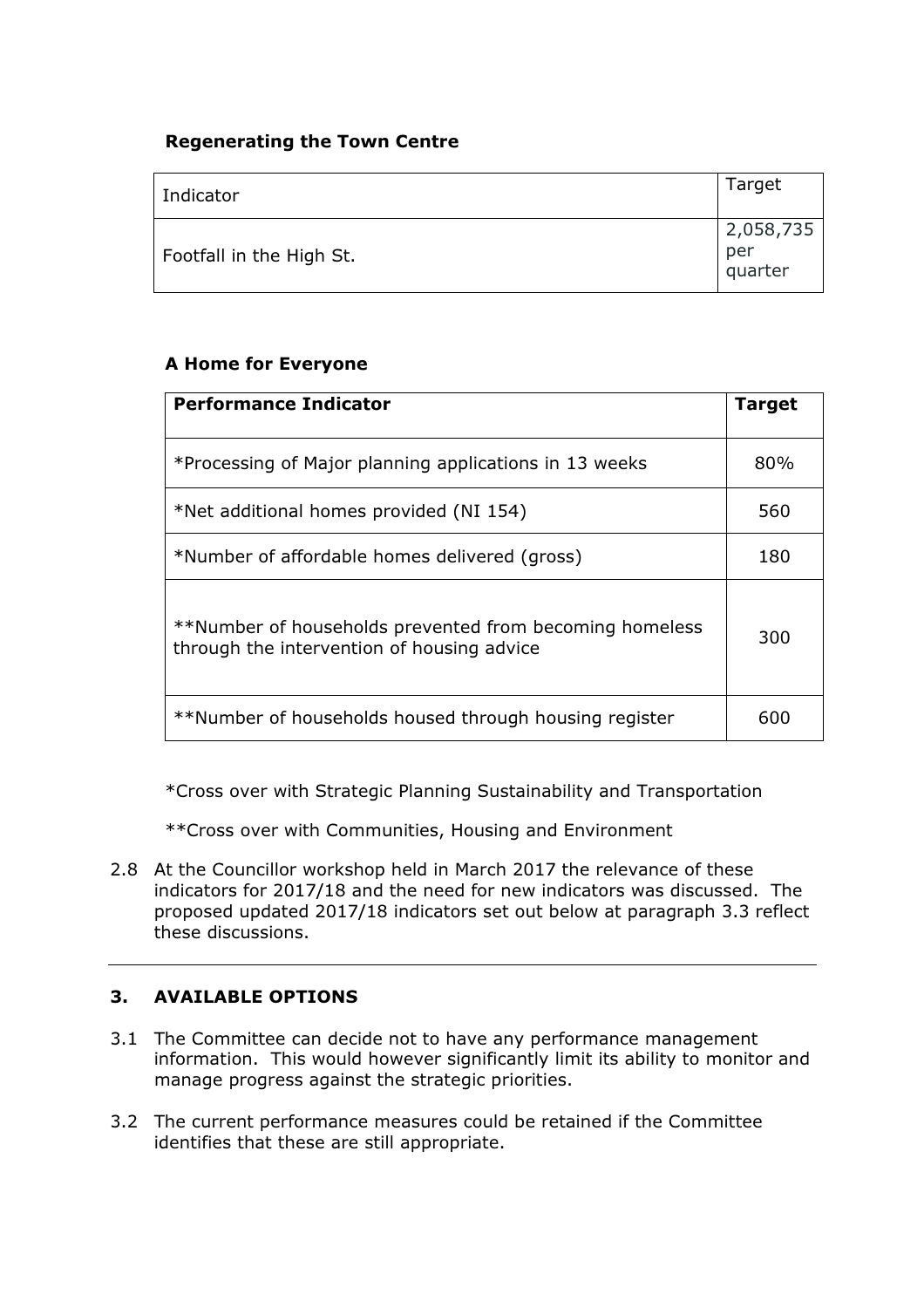**Regenerating the Town Centre**

| Indicator | Target |
|---|---|
| Footfall in the High St. | 2,058,735 per quarter |

**A Home for Everyone**

| **Performance Indicator** | **Target** |
|---|---|
| *Processing of Major planning applications in 13 weeks | 80% |
| *Net additional homes provided (NI 154) | 560 |
| *Number of affordable homes delivered (gross) | 180 |
| **Number of households prevented from becoming homeless through the intervention of housing advice | 300 |
| **Number of households housed through housing register | 600 |

*Cross over with Strategic Planning Sustainability and Transportation

**Cross over with Communities, Housing and Environment

2.8 At the Councillor workshop held in March 2017 the relevance of these indicators for 2017/18 and the need for new indicators was discussed. The proposed updated 2017/18 indicators set out below at paragraph 3.3 reflect these discussions.

---

## 3. AVAILABLE OPTIONS

3.1 The Committee can decide not to have any performance management information. This would however significantly limit its ability to monitor and manage progress against the strategic priorities.

3.2 The current performance measures could be retained if the Committee identifies that these are still appropriate.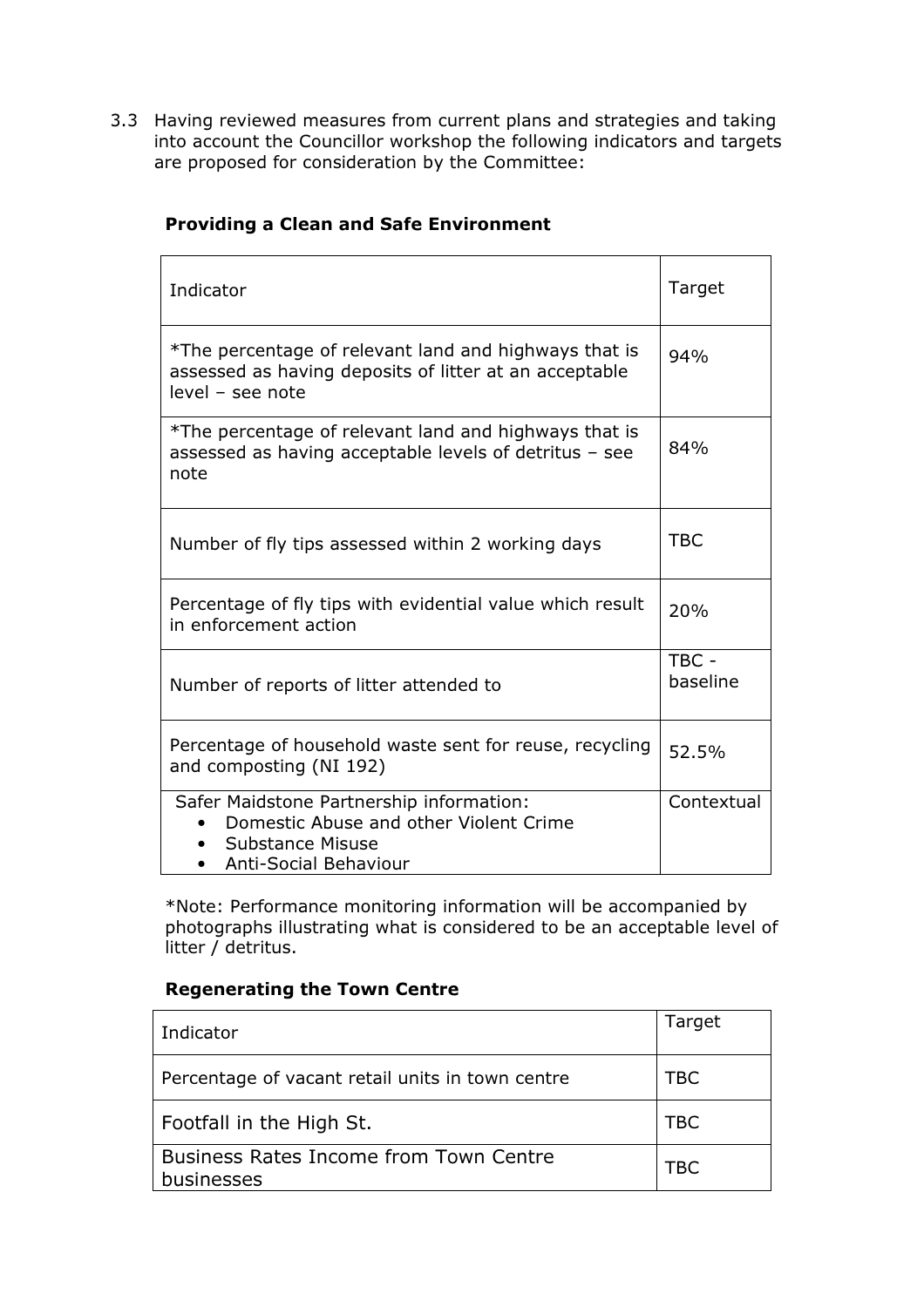3.3 Having reviewed measures from current plans and strategies and taking into account the Councillor workshop the following indicators and targets are proposed for consideration by the Committee:

**Providing a Clean and Safe Environment**

| Indicator | Target |
|---|---|
| *The percentage of relevant land and highways that is assessed as having deposits of litter at an acceptable level – see note | 94% |
| *The percentage of relevant land and highways that is assessed as having acceptable levels of detritus – see note | 84% |
| Number of fly tips assessed within 2 working days | TBC |
| Percentage of fly tips with evidential value which result in enforcement action | 20% |
| Number of reports of litter attended to | TBC - baseline |
| Percentage of household waste sent for reuse, recycling and composting (NI 192) | 52.5% |
| Safer Maidstone Partnership information:<br>• Domestic Abuse and other Violent Crime<br>• Substance Misuse<br>• Anti-Social Behaviour | Contextual |

*Note: Performance monitoring information will be accompanied by photographs illustrating what is considered to be an acceptable level of litter / detritus.

**Regenerating the Town Centre**

| Indicator | Target |
|---|---|
| Percentage of vacant retail units in town centre | TBC |
| Footfall in the High St. | TBC |
| Business Rates Income from Town Centre businesses | TBC |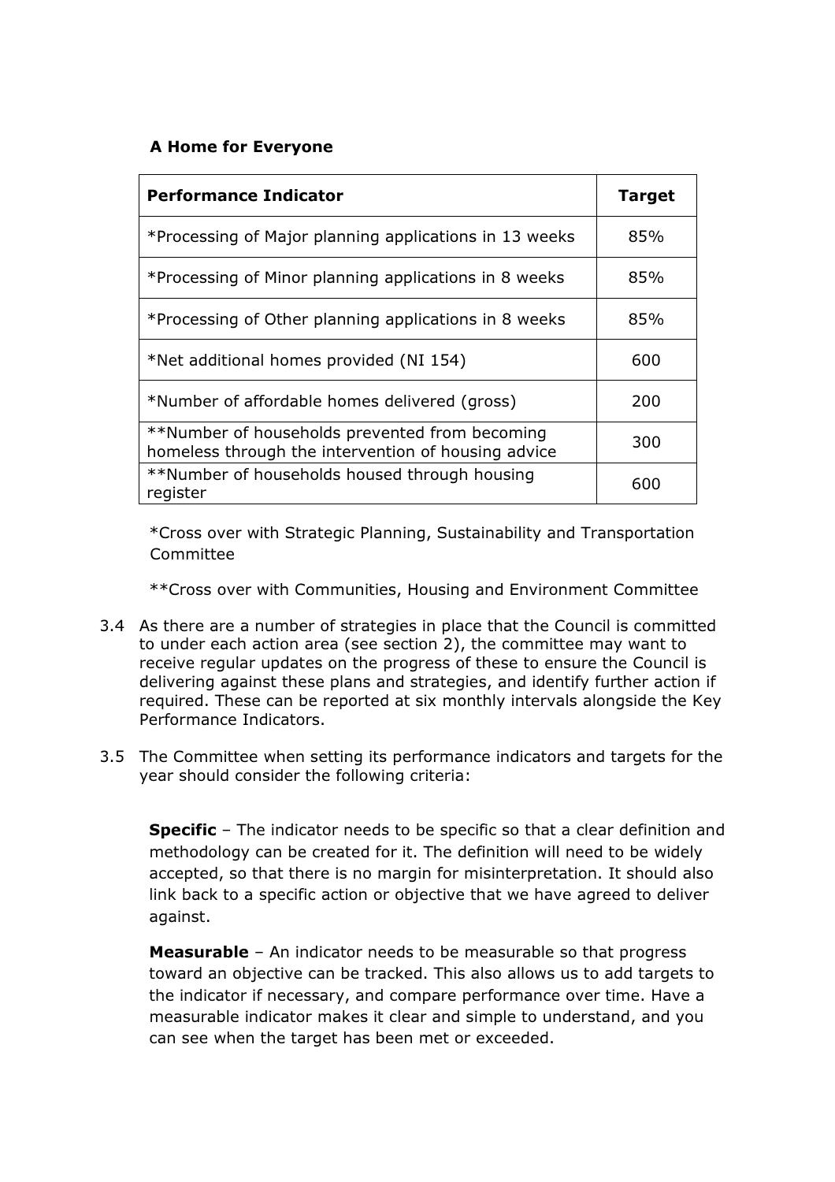**A Home for Everyone**

| Performance Indicator | Target |
| --- | --- |
| *Processing of Major planning applications in 13 weeks | 85% |
| *Processing of Minor planning applications in 8 weeks | 85% |
| *Processing of Other planning applications in 8 weeks | 85% |
| *Net additional homes provided (NI 154) | 600 |
| *Number of affordable homes delivered (gross) | 200 |
| **Number of households prevented from becoming homeless through the intervention of housing advice | 300 |
| **Number of households housed through housing register | 600 |

*Cross over with Strategic Planning, Sustainability and Transportation Committee

**Cross over with Communities, Housing and Environment Committee

3.4 As there are a number of strategies in place that the Council is committed to under each action area (see section 2), the committee may want to receive regular updates on the progress of these to ensure the Council is delivering against these plans and strategies, and identify further action if required. These can be reported at six monthly intervals alongside the Key Performance Indicators.

3.5 The Committee when setting its performance indicators and targets for the year should consider the following criteria:

**Specific** – The indicator needs to be specific so that a clear definition and methodology can be created for it. The definition will need to be widely accepted, so that there is no margin for misinterpretation. It should also link back to a specific action or objective that we have agreed to deliver against.

**Measurable** – An indicator needs to be measurable so that progress toward an objective can be tracked. This also allows us to add targets to the indicator if necessary, and compare performance over time. Have a measurable indicator makes it clear and simple to understand, and you can see when the target has been met or exceeded.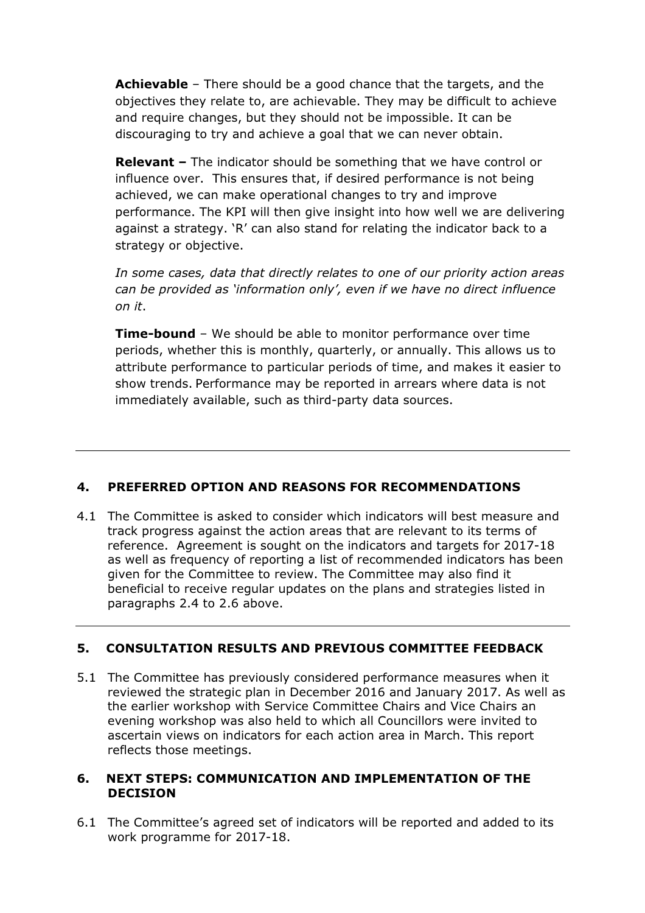**Achievable** – There should be a good chance that the targets, and the objectives they relate to, are achievable. They may be difficult to achieve and require changes, but they should not be impossible. It can be discouraging to try and achieve a goal that we can never obtain.

**Relevant –** The indicator should be something that we have control or influence over. This ensures that, if desired performance is not being achieved, we can make operational changes to try and improve performance. The KPI will then give insight into how well we are delivering against a strategy. 'R' can also stand for relating the indicator back to a strategy or objective.

*In some cases, data that directly relates to one of our priority action areas can be provided as 'information only', even if we have no direct influence on it*.

**Time-bound** – We should be able to monitor performance over time periods, whether this is monthly, quarterly, or annually. This allows us to attribute performance to particular periods of time, and makes it easier to show trends. Performance may be reported in arrears where data is not immediately available, such as third-party data sources.

---

## 4. PREFERRED OPTION AND REASONS FOR RECOMMENDATIONS

4.1 The Committee is asked to consider which indicators will best measure and track progress against the action areas that are relevant to its terms of reference. Agreement is sought on the indicators and targets for 2017-18 as well as frequency of reporting a list of recommended indicators has been given for the Committee to review. The Committee may also find it beneficial to receive regular updates on the plans and strategies listed in paragraphs 2.4 to 2.6 above.

---

## 5. CONSULTATION RESULTS AND PREVIOUS COMMITTEE FEEDBACK

5.1 The Committee has previously considered performance measures when it reviewed the strategic plan in December 2016 and January 2017. As well as the earlier workshop with Service Committee Chairs and Vice Chairs an evening workshop was also held to which all Councillors were invited to ascertain views on indicators for each action area in March. This report reflects those meetings.

## 6. NEXT STEPS: COMMUNICATION AND IMPLEMENTATION OF THE DECISION

6.1 The Committee's agreed set of indicators will be reported and added to its work programme for 2017-18.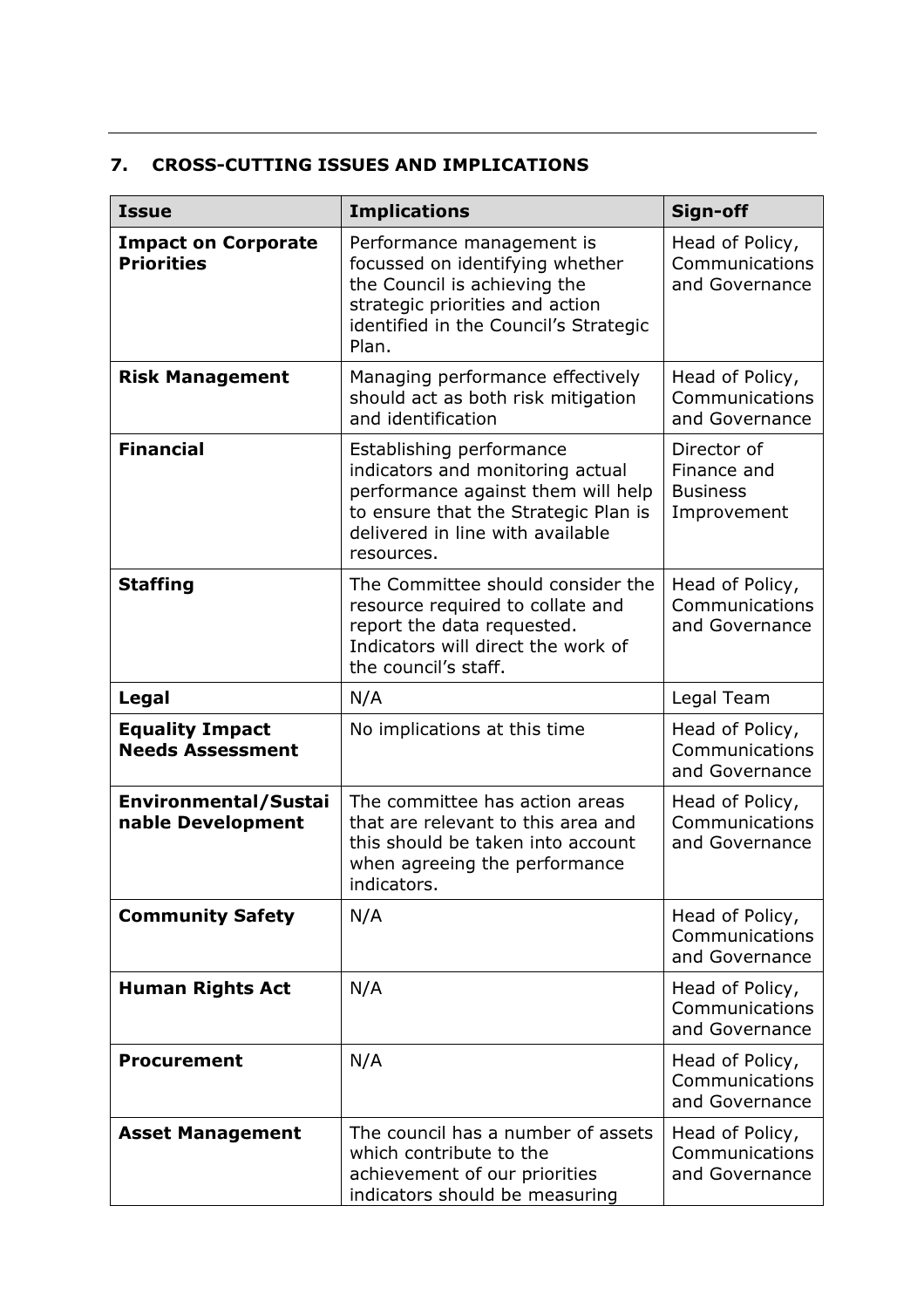## 7. CROSS-CUTTING ISSUES AND IMPLICATIONS

| Issue | Implications | Sign-off |
| --- | --- | --- |
| **Impact on Corporate Priorities** | Performance management is focussed on identifying whether the Council is achieving the strategic priorities and action identified in the Council's Strategic Plan. | Head of Policy, Communications and Governance |
| **Risk Management** | Managing performance effectively should act as both risk mitigation and identification | Head of Policy, Communications and Governance |
| **Financial** | Establishing performance indicators and monitoring actual performance against them will help to ensure that the Strategic Plan is delivered in line with available resources. | Director of Finance and Business Improvement |
| **Staffing** | The Committee should consider the resource required to collate and report the data requested. Indicators will direct the work of the council's staff. | Head of Policy, Communications and Governance |
| **Legal** | N/A | Legal Team |
| **Equality Impact Needs Assessment** | No implications at this time | Head of Policy, Communications and Governance |
| **Environmental/Sustainable Development** | The committee has action areas that are relevant to this area and this should be taken into account when agreeing the performance indicators. | Head of Policy, Communications and Governance |
| **Community Safety** | N/A | Head of Policy, Communications and Governance |
| **Human Rights Act** | N/A | Head of Policy, Communications and Governance |
| **Procurement** | N/A | Head of Policy, Communications and Governance |
| **Asset Management** | The council has a number of assets which contribute to the achievement of our priorities indicators should be measuring | Head of Policy, Communications and Governance |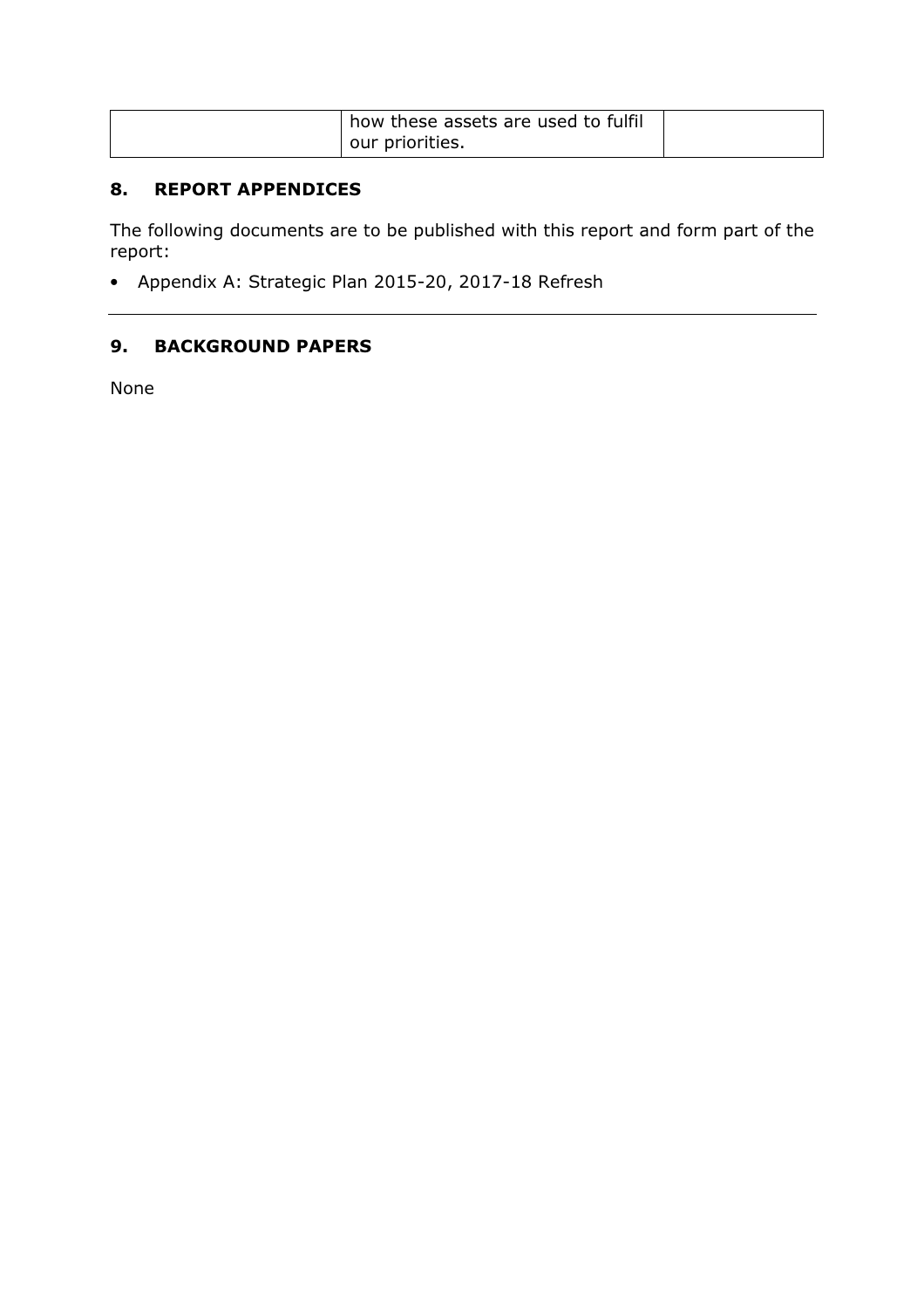| | | |
|---|---|---|
| | how these assets are used to fulfil our priorities. | |

## 8. REPORT APPENDICES

The following documents are to be published with this report and form part of the report:

- Appendix A: Strategic Plan 2015-20, 2017-18 Refresh

## 9. BACKGROUND PAPERS

None